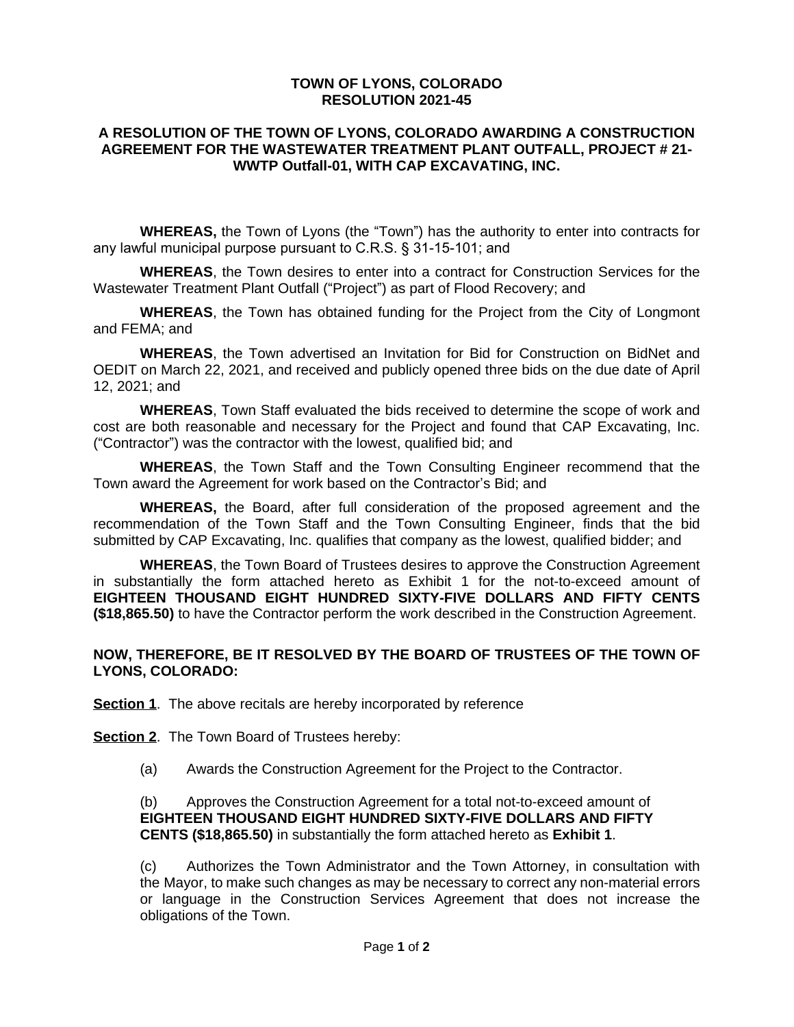**TOWN OF LYONS, COLORADO**
**RESOLUTION 2021-45**

**A RESOLUTION OF THE TOWN OF LYONS, COLORADO AWARDING A CONSTRUCTION AGREEMENT FOR THE WASTEWATER TREATMENT PLANT OUTFALL, PROJECT # 21-WWTP Outfall-01, WITH CAP EXCAVATING, INC.**

**WHEREAS,** the Town of Lyons (the "Town") has the authority to enter into contracts for any lawful municipal purpose pursuant to C.R.S. § 31-15-101; and

**WHEREAS**, the Town desires to enter into a contract for Construction Services for the Wastewater Treatment Plant Outfall ("Project") as part of Flood Recovery; and

**WHEREAS**, the Town has obtained funding for the Project from the City of Longmont and FEMA; and

**WHEREAS**, the Town advertised an Invitation for Bid for Construction on BidNet and OEDIT on March 22, 2021, and received and publicly opened three bids on the due date of April 12, 2021; and

**WHEREAS**, Town Staff evaluated the bids received to determine the scope of work and cost are both reasonable and necessary for the Project and found that CAP Excavating, Inc. ("Contractor") was the contractor with the lowest, qualified bid; and

**WHEREAS**, the Town Staff and the Town Consulting Engineer recommend that the Town award the Agreement for work based on the Contractor's Bid; and

**WHEREAS,** the Board, after full consideration of the proposed agreement and the recommendation of the Town Staff and the Town Consulting Engineer, finds that the bid submitted by CAP Excavating, Inc. qualifies that company as the lowest, qualified bidder; and

**WHEREAS**, the Town Board of Trustees desires to approve the Construction Agreement in substantially the form attached hereto as Exhibit 1 for the not-to-exceed amount of **EIGHTEEN THOUSAND EIGHT HUNDRED SIXTY-FIVE DOLLARS AND FIFTY CENTS ($18,865.50)** to have the Contractor perform the work described in the Construction Agreement.

**NOW, THEREFORE, BE IT RESOLVED BY THE BOARD OF TRUSTEES OF THE TOWN OF LYONS, COLORADO:**

**Section 1**. The above recitals are hereby incorporated by reference

**Section 2**. The Town Board of Trustees hereby:

(a) Awards the Construction Agreement for the Project to the Contractor.

(b) Approves the Construction Agreement for a total not-to-exceed amount of **EIGHTEEN THOUSAND EIGHT HUNDRED SIXTY-FIVE DOLLARS AND FIFTY CENTS ($18,865.50)** in substantially the form attached hereto as **Exhibit 1**.

(c) Authorizes the Town Administrator and the Town Attorney, in consultation with the Mayor, to make such changes as may be necessary to correct any non-material errors or language in the Construction Services Agreement that does not increase the obligations of the Town.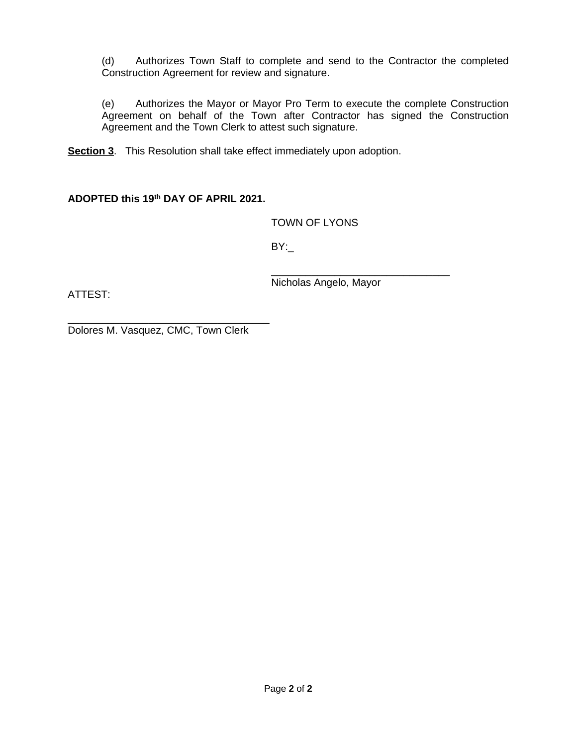(d) Authorizes Town Staff to complete and send to the Contractor the completed Construction Agreement for review and signature.

(e) Authorizes the Mayor or Mayor Pro Term to execute the complete Construction Agreement on behalf of the Town after Contractor has signed the Construction Agreement and the Town Clerk to attest such signature.

**Section 3**. This Resolution shall take effect immediately upon adoption.

**ADOPTED this 19th DAY OF APRIL 2021.**

TOWN OF LYONS

BY:_

_______________________________
Nicholas Angelo, Mayor

ATTEST:

___________________________________
Dolores M. Vasquez, CMC, Town Clerk